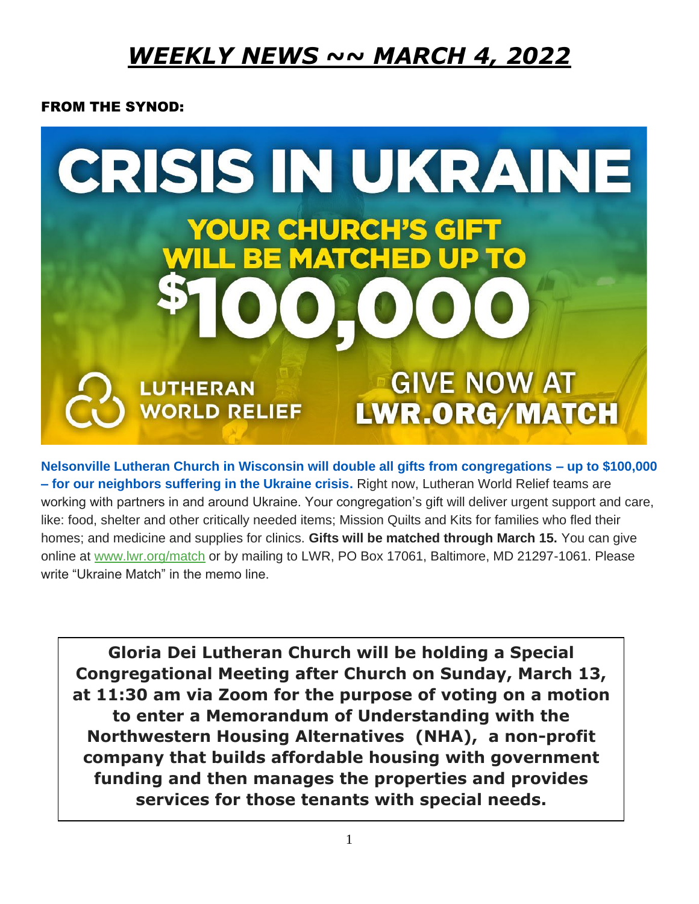# *WEEKLY NEWS ~~ MARCH 4, 2022*

## FROM THE SYNOD:

CRISIS IN UKRAINE

YOUR CHURCH'S GIFT WILL BE MATCHED UP TO $100,000

LUTHERAN WORLD RELIEF

GIVE NOW AT LWR.ORG/MATCH

**Nelsonville Lutheran Church in Wisconsin will double all gifts from congregations – up to $100,000 – for our neighbors suffering in the Ukraine crisis.** Right now, Lutheran World Relief teams are working with partners in and around Ukraine. Your congregation's gift will deliver urgent support and care, like: food, shelter and other critically needed items; Mission Quilts and Kits for families who fled their homes; and medicine and supplies for clinics. **Gifts will be matched through March 15.** You can give online at www.lwr.org/match or by mailing to LWR, PO Box 17061, Baltimore, MD 21297-1061. Please write "Ukraine Match" in the memo line.

**Gloria Dei Lutheran Church will be holding a Special Congregational Meeting after Church on Sunday, March 13, at 11:30 am via Zoom for the purpose of voting on a motion to enter a Memorandum of Understanding with the Northwestern Housing Alternatives (NHA), a non-profit company that builds affordable housing with government funding and then manages the properties and provides services for those tenants with special needs.**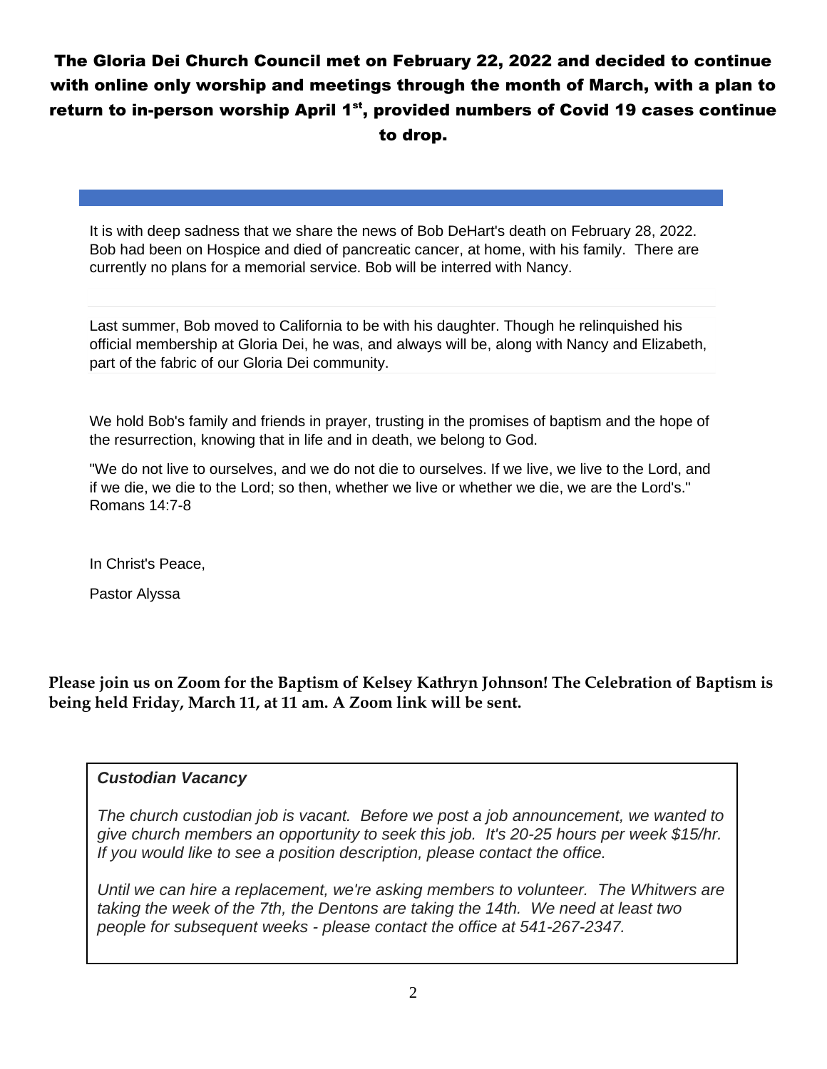**The Gloria Dei Church Council met on February 22, 2022 and decided to continue with online only worship and meetings through the month of March, with a plan to return to in-person worship April 1st, provided numbers of Covid 19 cases continue to drop.**

It is with deep sadness that we share the news of Bob DeHart's death on February 28, 2022. Bob had been on Hospice and died of pancreatic cancer, at home, with his family. There are currently no plans for a memorial service. Bob will be interred with Nancy.

Last summer, Bob moved to California to be with his daughter. Though he relinquished his official membership at Gloria Dei, he was, and always will be, along with Nancy and Elizabeth, part of the fabric of our Gloria Dei community.

We hold Bob's family and friends in prayer, trusting in the promises of baptism and the hope of the resurrection, knowing that in life and in death, we belong to God.

"We do not live to ourselves, and we do not die to ourselves. If we live, we live to the Lord, and if we die, we die to the Lord; so then, whether we live or whether we die, we are the Lord's." Romans 14:7-8

In Christ's Peace,

Pastor Alyssa

**Please join us on Zoom for the Baptism of Kelsey Kathryn Johnson! The Celebration of Baptism is being held Friday, March 11, at 11 am. A Zoom link will be sent.**

***Custodian Vacancy***

*The church custodian job is vacant. Before we post a job announcement, we wanted to give church members an opportunity to seek this job. It's 20-25 hours per week $15/hr. If you would like to see a position description, please contact the office.*

*Until we can hire a replacement, we're asking members to volunteer. The Whitwers are taking the week of the 7th, the Dentons are taking the 14th. We need at least two people for subsequent weeks - please contact the office at 541-267-2347.*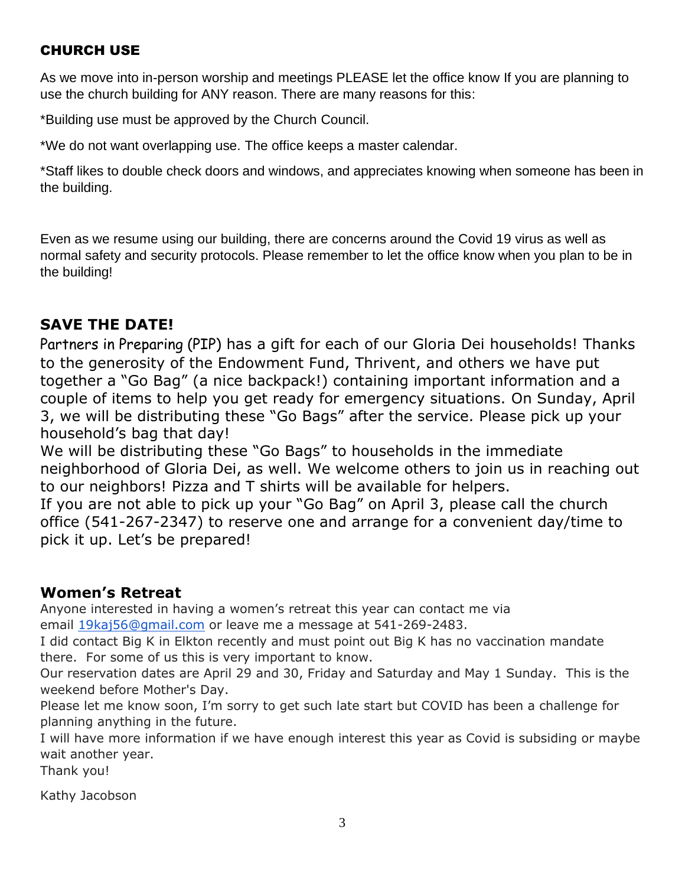## CHURCH USE

As we move into in-person worship and meetings PLEASE let the office know If you are planning to use the church building for ANY reason. There are many reasons for this:

*Building use must be approved by the Church Council.

*We do not want overlapping use. The office keeps a master calendar.

*Staff likes to double check doors and windows, and appreciates knowing when someone has been in the building.

Even as we resume using our building, there are concerns around the Covid 19 virus as well as normal safety and security protocols. Please remember to let the office know when you plan to be in the building!

## SAVE THE DATE!

Partners in Preparing (PIP) has a gift for each of our Gloria Dei households! Thanks to the generosity of the Endowment Fund, Thrivent, and others we have put together a "Go Bag" (a nice backpack!) containing important information and a couple of items to help you get ready for emergency situations. On Sunday, April 3, we will be distributing these "Go Bags" after the service. Please pick up your household's bag that day!

We will be distributing these "Go Bags" to households in the immediate neighborhood of Gloria Dei, as well. We welcome others to join us in reaching out to our neighbors! Pizza and T shirts will be available for helpers.

If you are not able to pick up your "Go Bag" on April 3, please call the church office (541-267-2347) to reserve one and arrange for a convenient day/time to pick it up. Let's be prepared!

## Women's Retreat

Anyone interested in having a women's retreat this year can contact me via email 19kaj56@gmail.com or leave me a message at 541-269-2483.

I did contact Big K in Elkton recently and must point out Big K has no vaccination mandate there. For some of us this is very important to know.

Our reservation dates are April 29 and 30, Friday and Saturday and May 1 Sunday. This is the weekend before Mother's Day.

Please let me know soon, I'm sorry to get such late start but COVID has been a challenge for planning anything in the future.

I will have more information if we have enough interest this year as Covid is subsiding or maybe wait another year.

Thank you!

Kathy Jacobson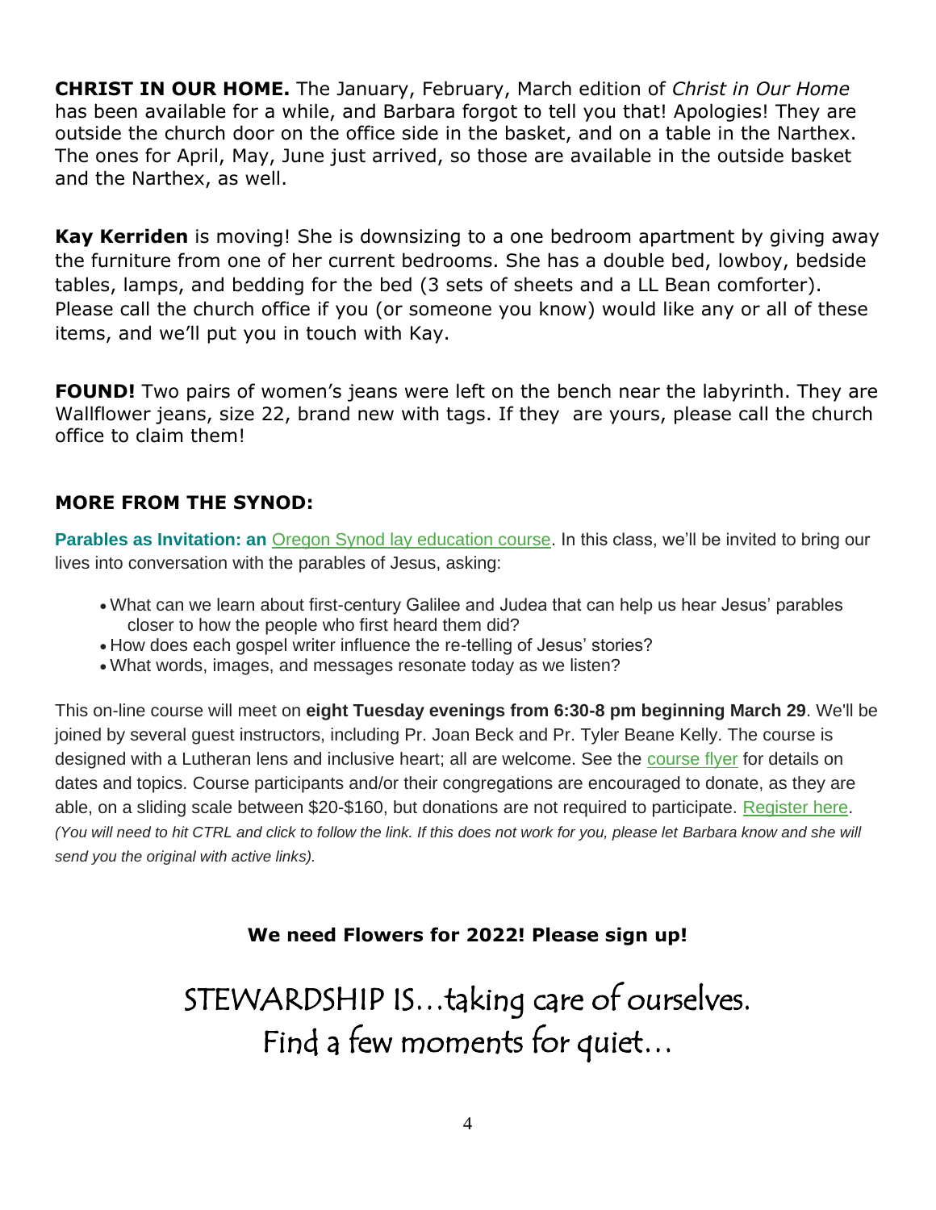**CHRIST IN OUR HOME.** The January, February, March edition of *Christ in Our Home* has been available for a while, and Barbara forgot to tell you that! Apologies! They are outside the church door on the office side in the basket, and on a table in the Narthex. The ones for April, May, June just arrived, so those are available in the outside basket and the Narthex, as well.

**Kay Kerriden** is moving! She is downsizing to a one bedroom apartment by giving away the furniture from one of her current bedrooms. She has a double bed, lowboy, bedside tables, lamps, and bedding for the bed (3 sets of sheets and a LL Bean comforter). Please call the church office if you (or someone you know) would like any or all of these items, and we'll put you in touch with Kay.

**FOUND!** Two pairs of women's jeans were left on the bench near the labyrinth. They are Wallflower jeans, size 22, brand new with tags. If they are yours, please call the church office to claim them!

## MORE FROM THE SYNOD:

**Parables as Invitation: an** Oregon Synod lay education course. In this class, we'll be invited to bring our lives into conversation with the parables of Jesus, asking:

- What can we learn about first-century Galilee and Judea that can help us hear Jesus' parables closer to how the people who first heard them did?
- How does each gospel writer influence the re-telling of Jesus' stories?
- What words, images, and messages resonate today as we listen?

This on-line course will meet on **eight Tuesday evenings from 6:30-8 pm beginning March 29**. We'll be joined by several guest instructors, including Pr. Joan Beck and Pr. Tyler Beane Kelly. The course is designed with a Lutheran lens and inclusive heart; all are welcome. See the course flyer for details on dates and topics. Course participants and/or their congregations are encouraged to donate, as they are able, on a sliding scale between $20-$160, but donations are not required to participate. Register here. *(You will need to hit CTRL and click to follow the link. If this does not work for you, please let Barbara know and she will send you the original with active links).*

**We need Flowers for 2022! Please sign up!**

STEWARDSHIP IS…taking care of ourselves.
Find a few moments for quiet…